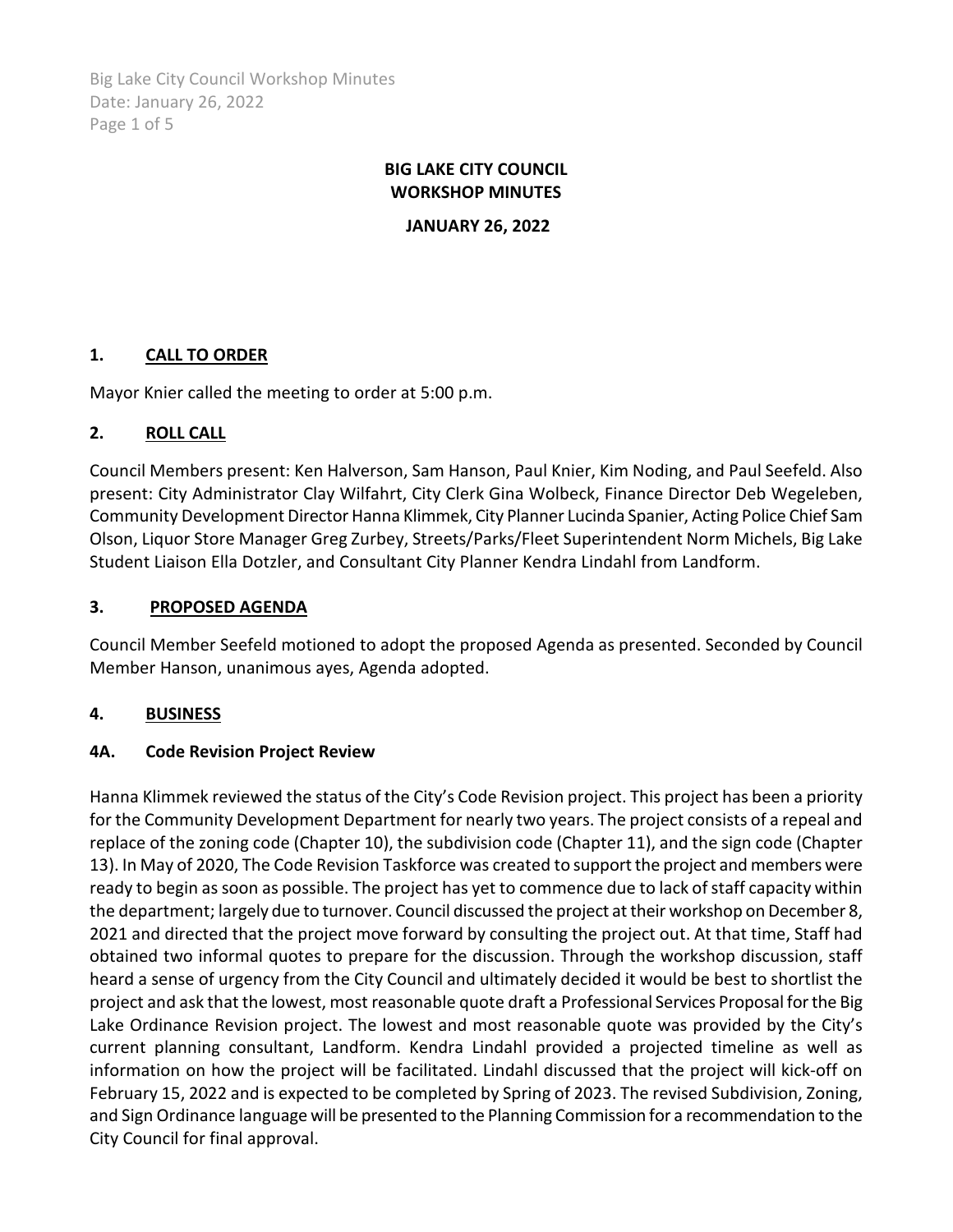# BIG LAKE CITY COUNCIL
# WORKSHOP MINUTES

**JANUARY 26, 2022**

## 1. CALL TO ORDER

Mayor Knier called the meeting to order at 5:00 p.m.

## 2. ROLL CALL

Council Members present: Ken Halverson, Sam Hanson, Paul Knier, Kim Noding, and Paul Seefeld. Also present: City Administrator Clay Wilfahrt, City Clerk Gina Wolbeck, Finance Director Deb Wegeleben, Community Development Director Hanna Klimmek, City Planner Lucinda Spanier, Acting Police Chief Sam Olson, Liquor Store Manager Greg Zurbey, Streets/Parks/Fleet Superintendent Norm Michels, Big Lake Student Liaison Ella Dotzler, and Consultant City Planner Kendra Lindahl from Landform.

## 3. PROPOSED AGENDA

Council Member Seefeld motioned to adopt the proposed Agenda as presented. Seconded by Council Member Hanson, unanimous ayes, Agenda adopted.

## 4. BUSINESS

### 4A. Code Revision Project Review

Hanna Klimmek reviewed the status of the City's Code Revision project. This project has been a priority for the Community Development Department for nearly two years. The project consists of a repeal and replace of the zoning code (Chapter 10), the subdivision code (Chapter 11), and the sign code (Chapter 13). In May of 2020, The Code Revision Taskforce was created to support the project and members were ready to begin as soon as possible. The project has yet to commence due to lack of staff capacity within the department; largely due to turnover. Council discussed the project at their workshop on December 8, 2021 and directed that the project move forward by consulting the project out. At that time, Staff had obtained two informal quotes to prepare for the discussion. Through the workshop discussion, staff heard a sense of urgency from the City Council and ultimately decided it would be best to shortlist the project and ask that the lowest, most reasonable quote draft a Professional Services Proposal for the Big Lake Ordinance Revision project. The lowest and most reasonable quote was provided by the City's current planning consultant, Landform. Kendra Lindahl provided a projected timeline as well as information on how the project will be facilitated. Lindahl discussed that the project will kick-off on February 15, 2022 and is expected to be completed by Spring of 2023. The revised Subdivision, Zoning, and Sign Ordinance language will be presented to the Planning Commission for a recommendation to the City Council for final approval.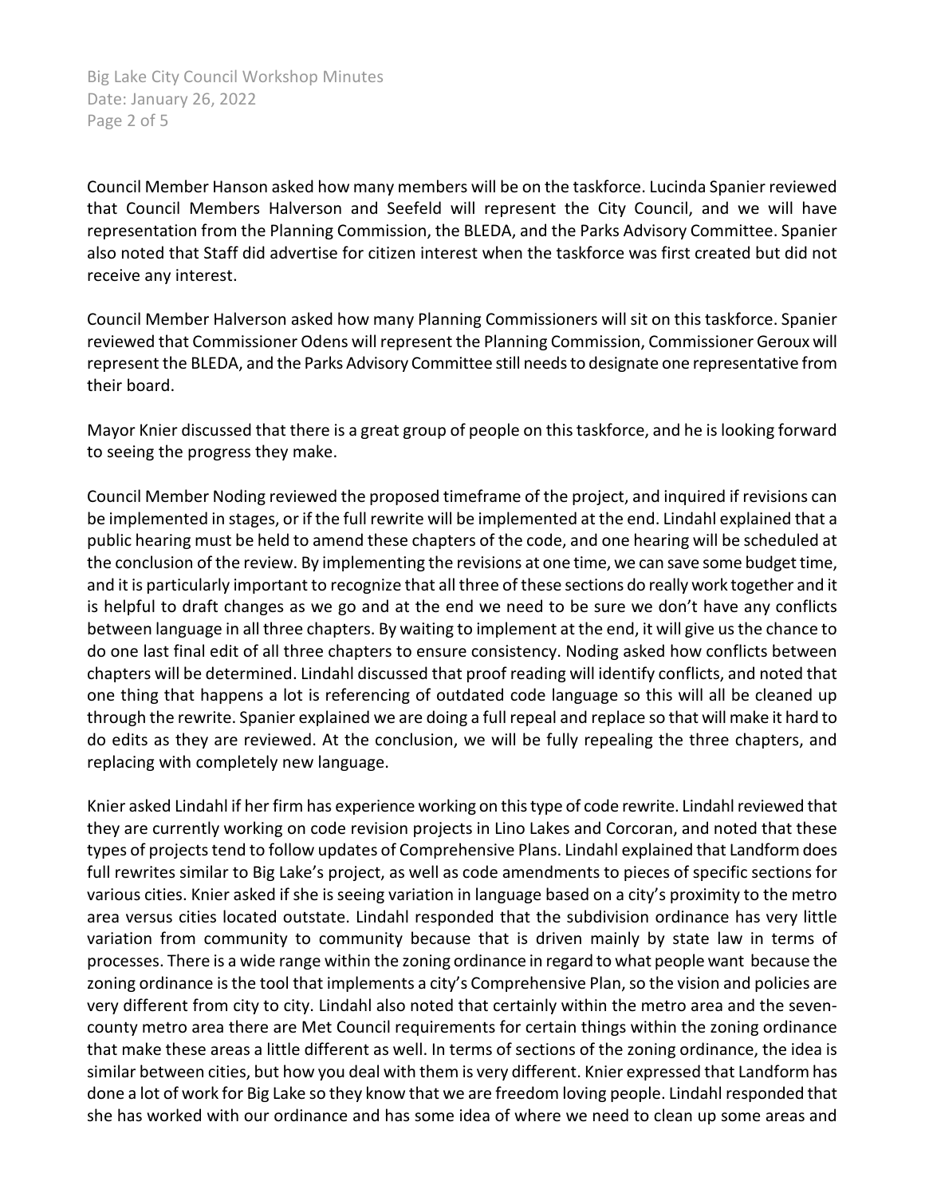Council Member Hanson asked how many members will be on the taskforce. Lucinda Spanier reviewed that Council Members Halverson and Seefeld will represent the City Council, and we will have representation from the Planning Commission, the BLEDA, and the Parks Advisory Committee. Spanier also noted that Staff did advertise for citizen interest when the taskforce was first created but did not receive any interest.

Council Member Halverson asked how many Planning Commissioners will sit on this taskforce. Spanier reviewed that Commissioner Odens will represent the Planning Commission, Commissioner Geroux will represent the BLEDA, and the Parks Advisory Committee still needs to designate one representative from their board.

Mayor Knier discussed that there is a great group of people on this taskforce, and he is looking forward to seeing the progress they make.

Council Member Noding reviewed the proposed timeframe of the project, and inquired if revisions can be implemented in stages, or if the full rewrite will be implemented at the end. Lindahl explained that a public hearing must be held to amend these chapters of the code, and one hearing will be scheduled at the conclusion of the review. By implementing the revisions at one time, we can save some budget time, and it is particularly important to recognize that all three of these sections do really work together and it is helpful to draft changes as we go and at the end we need to be sure we don't have any conflicts between language in all three chapters. By waiting to implement at the end, it will give us the chance to do one last final edit of all three chapters to ensure consistency. Noding asked how conflicts between chapters will be determined. Lindahl discussed that proof reading will identify conflicts, and noted that one thing that happens a lot is referencing of outdated code language so this will all be cleaned up through the rewrite. Spanier explained we are doing a full repeal and replace so that will make it hard to do edits as they are reviewed. At the conclusion, we will be fully repealing the three chapters, and replacing with completely new language.

Knier asked Lindahl if her firm has experience working on this type of code rewrite. Lindahl reviewed that they are currently working on code revision projects in Lino Lakes and Corcoran, and noted that these types of projects tend to follow updates of Comprehensive Plans. Lindahl explained that Landform does full rewrites similar to Big Lake's project, as well as code amendments to pieces of specific sections for various cities. Knier asked if she is seeing variation in language based on a city's proximity to the metro area versus cities located outstate. Lindahl responded that the subdivision ordinance has very little variation from community to community because that is driven mainly by state law in terms of processes. There is a wide range within the zoning ordinance in regard to what people want because the zoning ordinance is the tool that implements a city's Comprehensive Plan, so the vision and policies are very different from city to city. Lindahl also noted that certainly within the metro area and the seven-county metro area there are Met Council requirements for certain things within the zoning ordinance that make these areas a little different as well. In terms of sections of the zoning ordinance, the idea is similar between cities, but how you deal with them is very different. Knier expressed that Landform has done a lot of work for Big Lake so they know that we are freedom loving people. Lindahl responded that she has worked with our ordinance and has some idea of where we need to clean up some areas and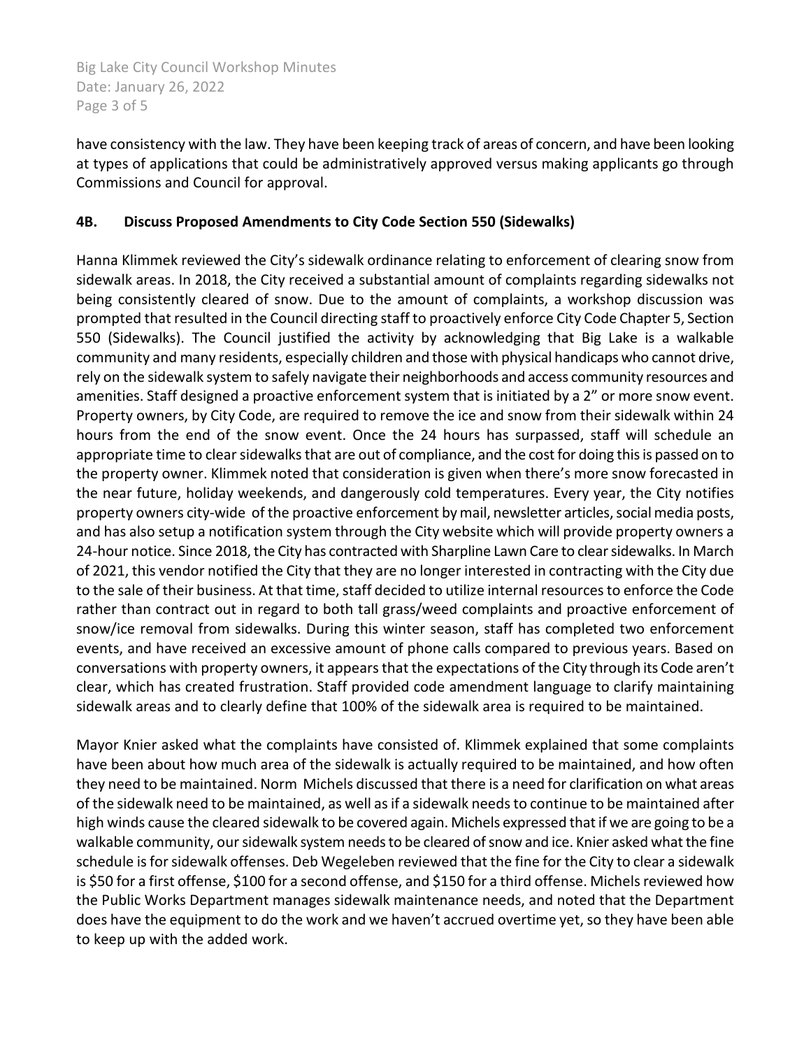have consistency with the law. They have been keeping track of areas of concern, and have been looking at types of applications that could be administratively approved versus making applicants go through Commissions and Council for approval.

### 4B. Discuss Proposed Amendments to City Code Section 550 (Sidewalks)

Hanna Klimmek reviewed the City's sidewalk ordinance relating to enforcement of clearing snow from sidewalk areas. In 2018, the City received a substantial amount of complaints regarding sidewalks not being consistently cleared of snow. Due to the amount of complaints, a workshop discussion was prompted that resulted in the Council directing staff to proactively enforce City Code Chapter 5, Section 550 (Sidewalks). The Council justified the activity by acknowledging that Big Lake is a walkable community and many residents, especially children and those with physical handicaps who cannot drive, rely on the sidewalk system to safely navigate their neighborhoods and access community resources and amenities. Staff designed a proactive enforcement system that is initiated by a 2" or more snow event. Property owners, by City Code, are required to remove the ice and snow from their sidewalk within 24 hours from the end of the snow event. Once the 24 hours has surpassed, staff will schedule an appropriate time to clear sidewalks that are out of compliance, and the cost for doing this is passed on to the property owner. Klimmek noted that consideration is given when there's more snow forecasted in the near future, holiday weekends, and dangerously cold temperatures. Every year, the City notifies property owners city-wide of the proactive enforcement by mail, newsletter articles, social media posts, and has also setup a notification system through the City website which will provide property owners a 24-hour notice. Since 2018, the City has contracted with Sharpline Lawn Care to clear sidewalks. In March of 2021, this vendor notified the City that they are no longer interested in contracting with the City due to the sale of their business. At that time, staff decided to utilize internal resources to enforce the Code rather than contract out in regard to both tall grass/weed complaints and proactive enforcement of snow/ice removal from sidewalks. During this winter season, staff has completed two enforcement events, and have received an excessive amount of phone calls compared to previous years. Based on conversations with property owners, it appears that the expectations of the City through its Code aren't clear, which has created frustration. Staff provided code amendment language to clarify maintaining sidewalk areas and to clearly define that 100% of the sidewalk area is required to be maintained.

Mayor Knier asked what the complaints have consisted of. Klimmek explained that some complaints have been about how much area of the sidewalk is actually required to be maintained, and how often they need to be maintained. Norm Michels discussed that there is a need for clarification on what areas of the sidewalk need to be maintained, as well as if a sidewalk needs to continue to be maintained after high winds cause the cleared sidewalk to be covered again. Michels expressed that if we are going to be a walkable community, our sidewalk system needs to be cleared of snow and ice. Knier asked what the fine schedule is for sidewalk offenses. Deb Wegeleben reviewed that the fine for the City to clear a sidewalk is $50 for a first offense, $100 for a second offense, and $150 for a third offense. Michels reviewed how the Public Works Department manages sidewalk maintenance needs, and noted that the Department does have the equipment to do the work and we haven't accrued overtime yet, so they have been able to keep up with the added work.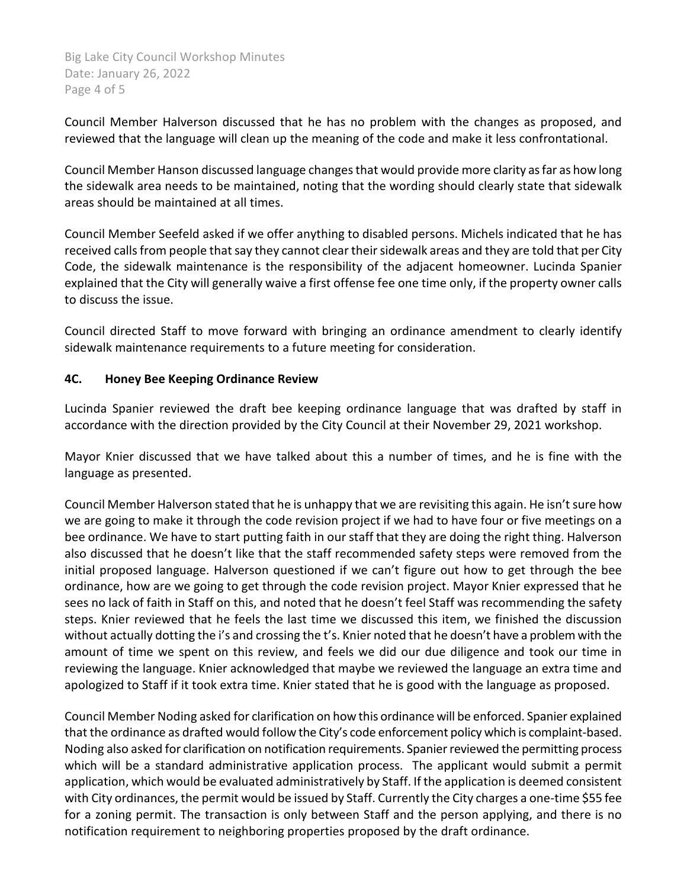Council Member Halverson discussed that he has no problem with the changes as proposed, and reviewed that the language will clean up the meaning of the code and make it less confrontational.

Council Member Hanson discussed language changes that would provide more clarity as far as how long the sidewalk area needs to be maintained, noting that the wording should clearly state that sidewalk areas should be maintained at all times.

Council Member Seefeld asked if we offer anything to disabled persons. Michels indicated that he has received calls from people that say they cannot clear their sidewalk areas and they are told that per City Code, the sidewalk maintenance is the responsibility of the adjacent homeowner. Lucinda Spanier explained that the City will generally waive a first offense fee one time only, if the property owner calls to discuss the issue.

Council directed Staff to move forward with bringing an ordinance amendment to clearly identify sidewalk maintenance requirements to a future meeting for consideration.

**4C. Honey Bee Keeping Ordinance Review**

Lucinda Spanier reviewed the draft bee keeping ordinance language that was drafted by staff in accordance with the direction provided by the City Council at their November 29, 2021 workshop.

Mayor Knier discussed that we have talked about this a number of times, and he is fine with the language as presented.

Council Member Halverson stated that he is unhappy that we are revisiting this again. He isn't sure how we are going to make it through the code revision project if we had to have four or five meetings on a bee ordinance. We have to start putting faith in our staff that they are doing the right thing. Halverson also discussed that he doesn't like that the staff recommended safety steps were removed from the initial proposed language. Halverson questioned if we can't figure out how to get through the bee ordinance, how are we going to get through the code revision project. Mayor Knier expressed that he sees no lack of faith in Staff on this, and noted that he doesn't feel Staff was recommending the safety steps. Knier reviewed that he feels the last time we discussed this item, we finished the discussion without actually dotting the i's and crossing the t's. Knier noted that he doesn't have a problem with the amount of time we spent on this review, and feels we did our due diligence and took our time in reviewing the language. Knier acknowledged that maybe we reviewed the language an extra time and apologized to Staff if it took extra time. Knier stated that he is good with the language as proposed.

Council Member Noding asked for clarification on how this ordinance will be enforced. Spanier explained that the ordinance as drafted would follow the City's code enforcement policy which is complaint-based. Noding also asked for clarification on notification requirements. Spanier reviewed the permitting process which will be a standard administrative application process. The applicant would submit a permit application, which would be evaluated administratively by Staff. If the application is deemed consistent with City ordinances, the permit would be issued by Staff. Currently the City charges a one-time $55 fee for a zoning permit. The transaction is only between Staff and the person applying, and there is no notification requirement to neighboring properties proposed by the draft ordinance.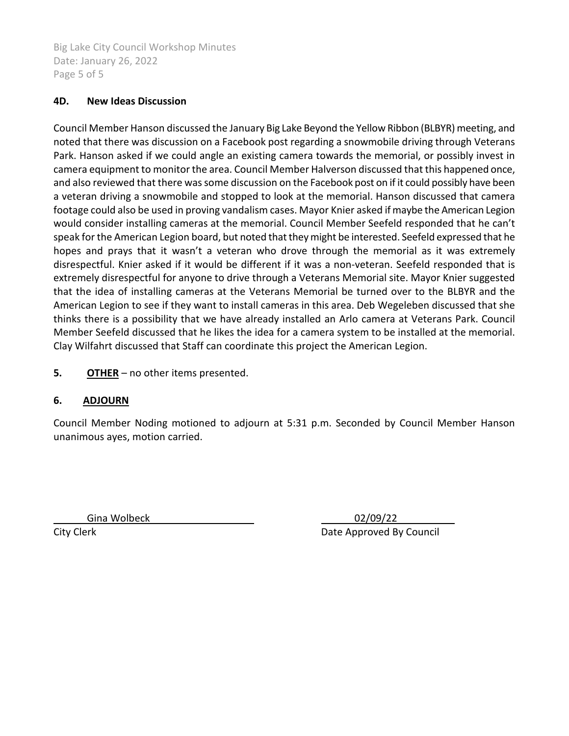### 4D. New Ideas Discussion

Council Member Hanson discussed the January Big Lake Beyond the Yellow Ribbon (BLBYR) meeting, and noted that there was discussion on a Facebook post regarding a snowmobile driving through Veterans Park. Hanson asked if we could angle an existing camera towards the memorial, or possibly invest in camera equipment to monitor the area. Council Member Halverson discussed that this happened once, and also reviewed that there was some discussion on the Facebook post on if it could possibly have been a veteran driving a snowmobile and stopped to look at the memorial. Hanson discussed that camera footage could also be used in proving vandalism cases. Mayor Knier asked if maybe the American Legion would consider installing cameras at the memorial. Council Member Seefeld responded that he can't speak for the American Legion board, but noted that they might be interested. Seefeld expressed that he hopes and prays that it wasn't a veteran who drove through the memorial as it was extremely disrespectful. Knier asked if it would be different if it was a non-veteran. Seefeld responded that is extremely disrespectful for anyone to drive through a Veterans Memorial site. Mayor Knier suggested that the idea of installing cameras at the Veterans Memorial be turned over to the BLBYR and the American Legion to see if they want to install cameras in this area. Deb Wegeleben discussed that she thinks there is a possibility that we have already installed an Arlo camera at Veterans Park. Council Member Seefeld discussed that he likes the idea for a camera system to be installed at the memorial. Clay Wilfahrt discussed that Staff can coordinate this project the American Legion.

**5. <u>OTHER</u>** – no other items presented.

### 6. <u>ADJOURN</u>

Council Member Noding motioned to adjourn at 5:31 p.m. Seconded by Council Member Hanson unanimous ayes, motion carried.

Gina Wolbeck
City Clerk

02/09/22
Date Approved By Council